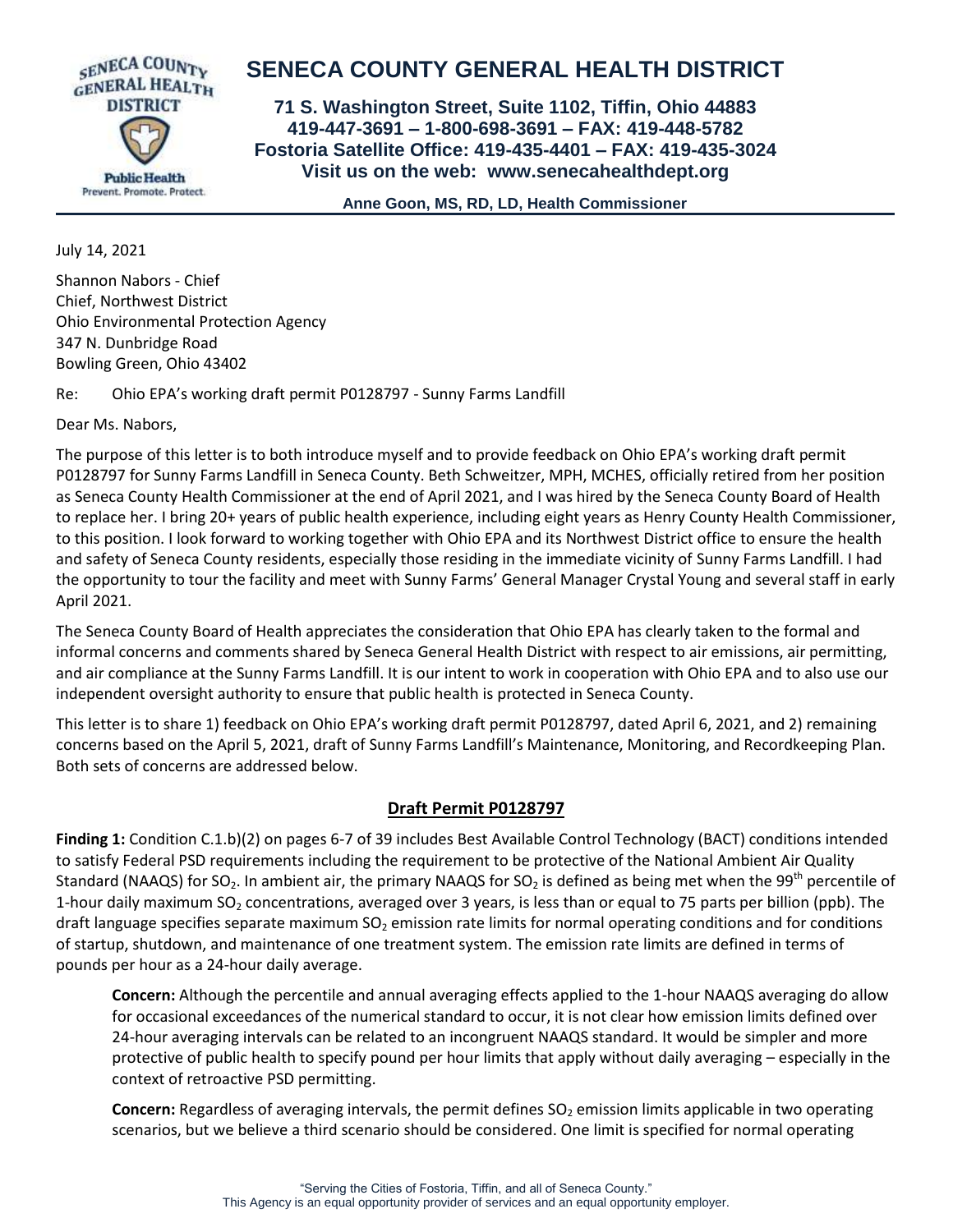# SENECA COUNTY GENERAL HEALTH DISTRICT

**71 S. Washington Street, Suite 1102, Tiffin, Ohio 44883**
**419-447-3691 – 1-800-698-3691 – FAX: 419-448-5782**
**Fostoria Satellite Office: 419-435-4401 – FAX: 419-435-3024**
**Visit us on the web: www.senecahealthdept.org**

**Anne Goon, MS, RD, LD, Health Commissioner**

July 14, 2021

Shannon Nabors - Chief
Chief, Northwest District
Ohio Environmental Protection Agency
347 N. Dunbridge Road
Bowling Green, Ohio 43402

Re: Ohio EPA's working draft permit P0128797 - Sunny Farms Landfill

Dear Ms. Nabors,

The purpose of this letter is to both introduce myself and to provide feedback on Ohio EPA's working draft permit P0128797 for Sunny Farms Landfill in Seneca County. Beth Schweitzer, MPH, MCHES, officially retired from her position as Seneca County Health Commissioner at the end of April 2021, and I was hired by the Seneca County Board of Health to replace her. I bring 20+ years of public health experience, including eight years as Henry County Health Commissioner, to this position. I look forward to working together with Ohio EPA and its Northwest District office to ensure the health and safety of Seneca County residents, especially those residing in the immediate vicinity of Sunny Farms Landfill. I had the opportunity to tour the facility and meet with Sunny Farms' General Manager Crystal Young and several staff in early April 2021.

The Seneca County Board of Health appreciates the consideration that Ohio EPA has clearly taken to the formal and informal concerns and comments shared by Seneca General Health District with respect to air emissions, air permitting, and air compliance at the Sunny Farms Landfill. It is our intent to work in cooperation with Ohio EPA and to also use our independent oversight authority to ensure that public health is protected in Seneca County.

This letter is to share 1) feedback on Ohio EPA's working draft permit P0128797, dated April 6, 2021, and 2) remaining concerns based on the April 5, 2021, draft of Sunny Farms Landfill's Maintenance, Monitoring, and Recordkeeping Plan. Both sets of concerns are addressed below.

## Draft Permit P0128797

**Finding 1:** Condition C.1.b)(2) on pages 6-7 of 39 includes Best Available Control Technology (BACT) conditions intended to satisfy Federal PSD requirements including the requirement to be protective of the National Ambient Air Quality Standard (NAAQS) for $SO_2$. In ambient air, the primary NAAQS for $SO_2$ is defined as being met when the 99th percentile of 1-hour daily maximum $SO_2$ concentrations, averaged over 3 years, is less than or equal to 75 parts per billion (ppb). The draft language specifies separate maximum $SO_2$ emission rate limits for normal operating conditions and for conditions of startup, shutdown, and maintenance of one treatment system. The emission rate limits are defined in terms of pounds per hour as a 24-hour daily average.

> **Concern:** Although the percentile and annual averaging effects applied to the 1-hour NAAQS averaging do allow for occasional exceedances of the numerical standard to occur, it is not clear how emission limits defined over 24-hour averaging intervals can be related to an incongruent NAAQS standard. It would be simpler and more protective of public health to specify pound per hour limits that apply without daily averaging – especially in the context of retroactive PSD permitting.
>
> **Concern:** Regardless of averaging intervals, the permit defines $SO_2$ emission limits applicable in two operating scenarios, but we believe a third scenario should be considered. One limit is specified for normal operating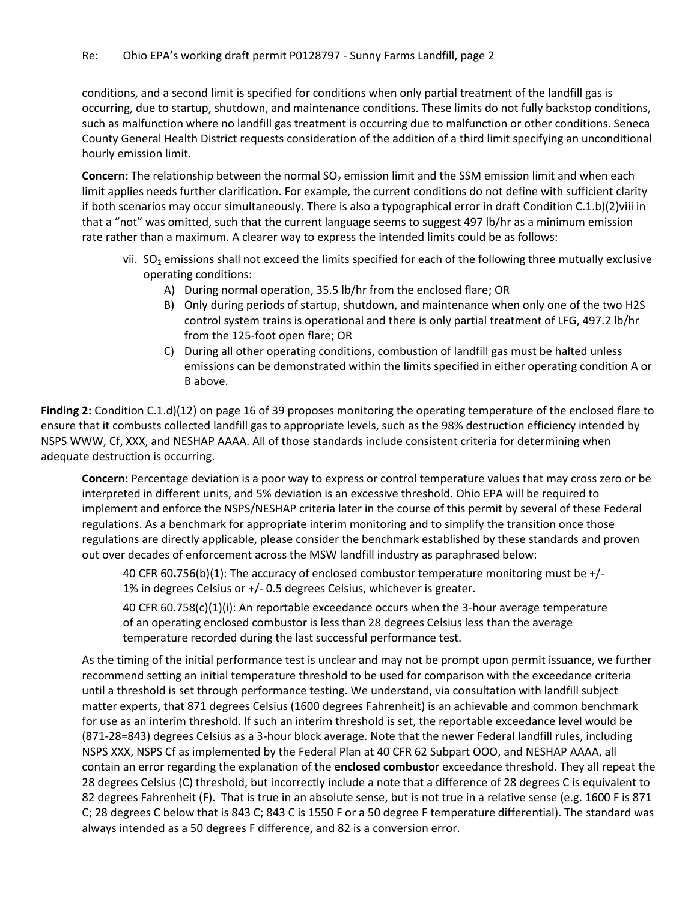conditions, and a second limit is specified for conditions when only partial treatment of the landfill gas is occurring, due to startup, shutdown, and maintenance conditions. These limits do not fully backstop conditions, such as malfunction where no landfill gas treatment is occurring due to malfunction or other conditions. Seneca County General Health District requests consideration of the addition of a third limit specifying an unconditional hourly emission limit.

**Concern:** The relationship between the normal $SO_2$ emission limit and the SSM emission limit and when each limit applies needs further clarification. For example, the current conditions do not define with sufficient clarity if both scenarios may occur simultaneously. There is also a typographical error in draft Condition C.1.b)(2)viii in that a "not" was omitted, such that the current language seems to suggest 497 lb/hr as a minimum emission rate rather than a maximum. A clearer way to express the intended limits could be as follows:

> vii. $SO_2$ emissions shall not exceed the limits specified for each of the following three mutually exclusive operating conditions:
>
> A) During normal operation, 35.5 lb/hr from the enclosed flare; OR
>
> B) Only during periods of startup, shutdown, and maintenance when only one of the two H2S control system trains is operational and there is only partial treatment of LFG, 497.2 lb/hr from the 125-foot open flare; OR
>
> C) During all other operating conditions, combustion of landfill gas must be halted unless emissions can be demonstrated within the limits specified in either operating condition A or B above.

**Finding 2:** Condition C.1.d)(12) on page 16 of 39 proposes monitoring the operating temperature of the enclosed flare to ensure that it combusts collected landfill gas to appropriate levels, such as the 98% destruction efficiency intended by NSPS WWW, Cf, XXX, and NESHAP AAAA. All of those standards include consistent criteria for determining when adequate destruction is occurring.

**Concern:** Percentage deviation is a poor way to express or control temperature values that may cross zero or be interpreted in different units, and 5% deviation is an excessive threshold. Ohio EPA will be required to implement and enforce the NSPS/NESHAP criteria later in the course of this permit by several of these Federal regulations. As a benchmark for appropriate interim monitoring and to simplify the transition once those regulations are directly applicable, please consider the benchmark established by these standards and proven out over decades of enforcement across the MSW landfill industry as paraphrased below:

> 40 CFR 60**.**756(b)(1): The accuracy of enclosed combustor temperature monitoring must be +/- 1% in degrees Celsius or +/- 0.5 degrees Celsius, whichever is greater.
>
> 40 CFR 60.758(c)(1)(i): An reportable exceedance occurs when the 3-hour average temperature of an operating enclosed combustor is less than 28 degrees Celsius less than the average temperature recorded during the last successful performance test.

As the timing of the initial performance test is unclear and may not be prompt upon permit issuance, we further recommend setting an initial temperature threshold to be used for comparison with the exceedance criteria until a threshold is set through performance testing. We understand, via consultation with landfill subject matter experts, that 871 degrees Celsius (1600 degrees Fahrenheit) is an achievable and common benchmark for use as an interim threshold. If such an interim threshold is set, the reportable exceedance level would be (871-28=843) degrees Celsius as a 3-hour block average. Note that the newer Federal landfill rules, including NSPS XXX, NSPS Cf as implemented by the Federal Plan at 40 CFR 62 Subpart OOO, and NESHAP AAAA, all contain an error regarding the explanation of the **enclosed combustor** exceedance threshold. They all repeat the 28 degrees Celsius (C) threshold, but incorrectly include a note that a difference of 28 degrees C is equivalent to 82 degrees Fahrenheit (F). That is true in an absolute sense, but is not true in a relative sense (e.g. 1600 F is 871 C; 28 degrees C below that is 843 C; 843 C is 1550 F or a 50 degree F temperature differential). The standard was always intended as a 50 degrees F difference, and 82 is a conversion error.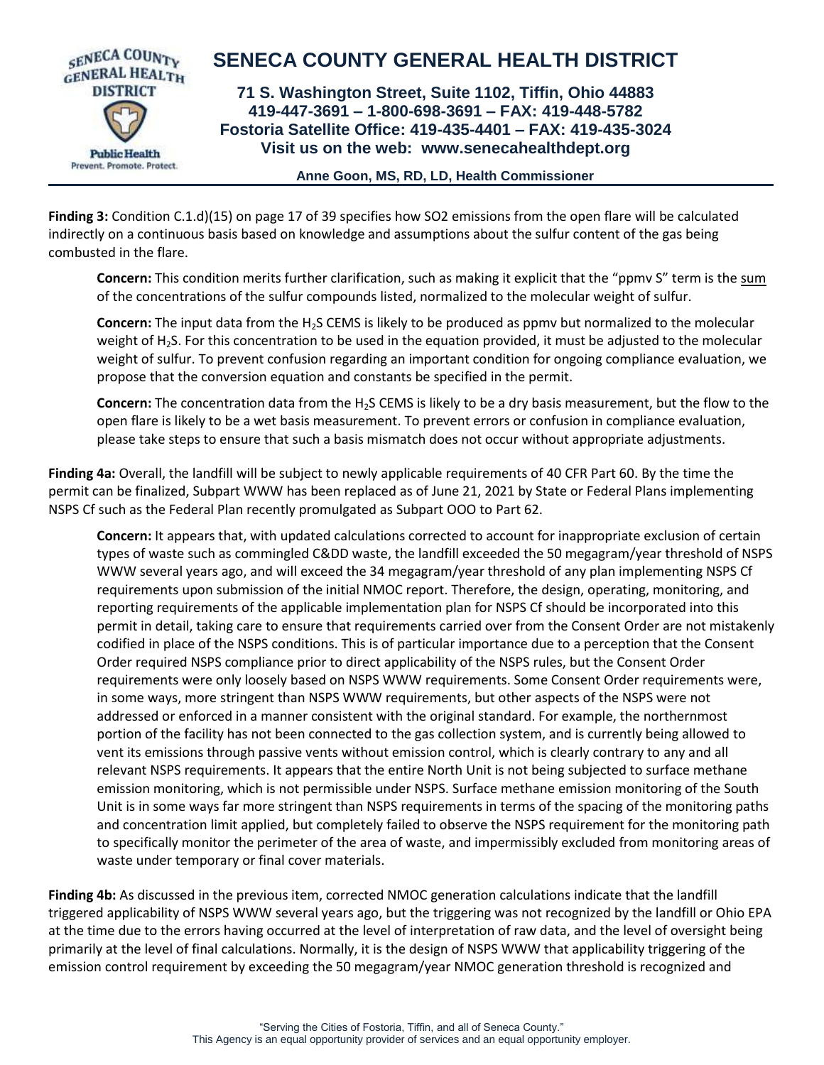**Finding 3:** Condition C.1.d)(15) on page 17 of 39 specifies how SO2 emissions from the open flare will be calculated indirectly on a continuous basis based on knowledge and assumptions about the sulfur content of the gas being combusted in the flare.

> **Concern:** This condition merits further clarification, such as making it explicit that the "ppmv S" term is the sum of the concentrations of the sulfur compounds listed, normalized to the molecular weight of sulfur.
>
> **Concern:** The input data from the $H_2S$ CEMS is likely to be produced as ppmv but normalized to the molecular weight of $H_2S$. For this concentration to be used in the equation provided, it must be adjusted to the molecular weight of sulfur. To prevent confusion regarding an important condition for ongoing compliance evaluation, we propose that the conversion equation and constants be specified in the permit.
>
> **Concern:** The concentration data from the $H_2S$ CEMS is likely to be a dry basis measurement, but the flow to the open flare is likely to be a wet basis measurement. To prevent errors or confusion in compliance evaluation, please take steps to ensure that such a basis mismatch does not occur without appropriate adjustments.

**Finding 4a:** Overall, the landfill will be subject to newly applicable requirements of 40 CFR Part 60. By the time the permit can be finalized, Subpart WWW has been replaced as of June 21, 2021 by State or Federal Plans implementing NSPS Cf such as the Federal Plan recently promulgated as Subpart OOO to Part 62.

> **Concern:** It appears that, with updated calculations corrected to account for inappropriate exclusion of certain types of waste such as commingled C&DD waste, the landfill exceeded the 50 megagram/year threshold of NSPS WWW several years ago, and will exceed the 34 megagram/year threshold of any plan implementing NSPS Cf requirements upon submission of the initial NMOC report. Therefore, the design, operating, monitoring, and reporting requirements of the applicable implementation plan for NSPS Cf should be incorporated into this permit in detail, taking care to ensure that requirements carried over from the Consent Order are not mistakenly codified in place of the NSPS conditions. This is of particular importance due to a perception that the Consent Order required NSPS compliance prior to direct applicability of the NSPS rules, but the Consent Order requirements were only loosely based on NSPS WWW requirements. Some Consent Order requirements were, in some ways, more stringent than NSPS WWW requirements, but other aspects of the NSPS were not addressed or enforced in a manner consistent with the original standard. For example, the northernmost portion of the facility has not been connected to the gas collection system, and is currently being allowed to vent its emissions through passive vents without emission control, which is clearly contrary to any and all relevant NSPS requirements. It appears that the entire North Unit is not being subjected to surface methane emission monitoring, which is not permissible under NSPS. Surface methane emission monitoring of the South Unit is in some ways far more stringent than NSPS requirements in terms of the spacing of the monitoring paths and concentration limit applied, but completely failed to observe the NSPS requirement for the monitoring path to specifically monitor the perimeter of the area of waste, and impermissibly excluded from monitoring areas of waste under temporary or final cover materials.

**Finding 4b:** As discussed in the previous item, corrected NMOC generation calculations indicate that the landfill triggered applicability of NSPS WWW several years ago, but the triggering was not recognized by the landfill or Ohio EPA at the time due to the errors having occurred at the level of interpretation of raw data, and the level of oversight being primarily at the level of final calculations. Normally, it is the design of NSPS WWW that applicability triggering of the emission control requirement by exceeding the 50 megagram/year NMOC generation threshold is recognized and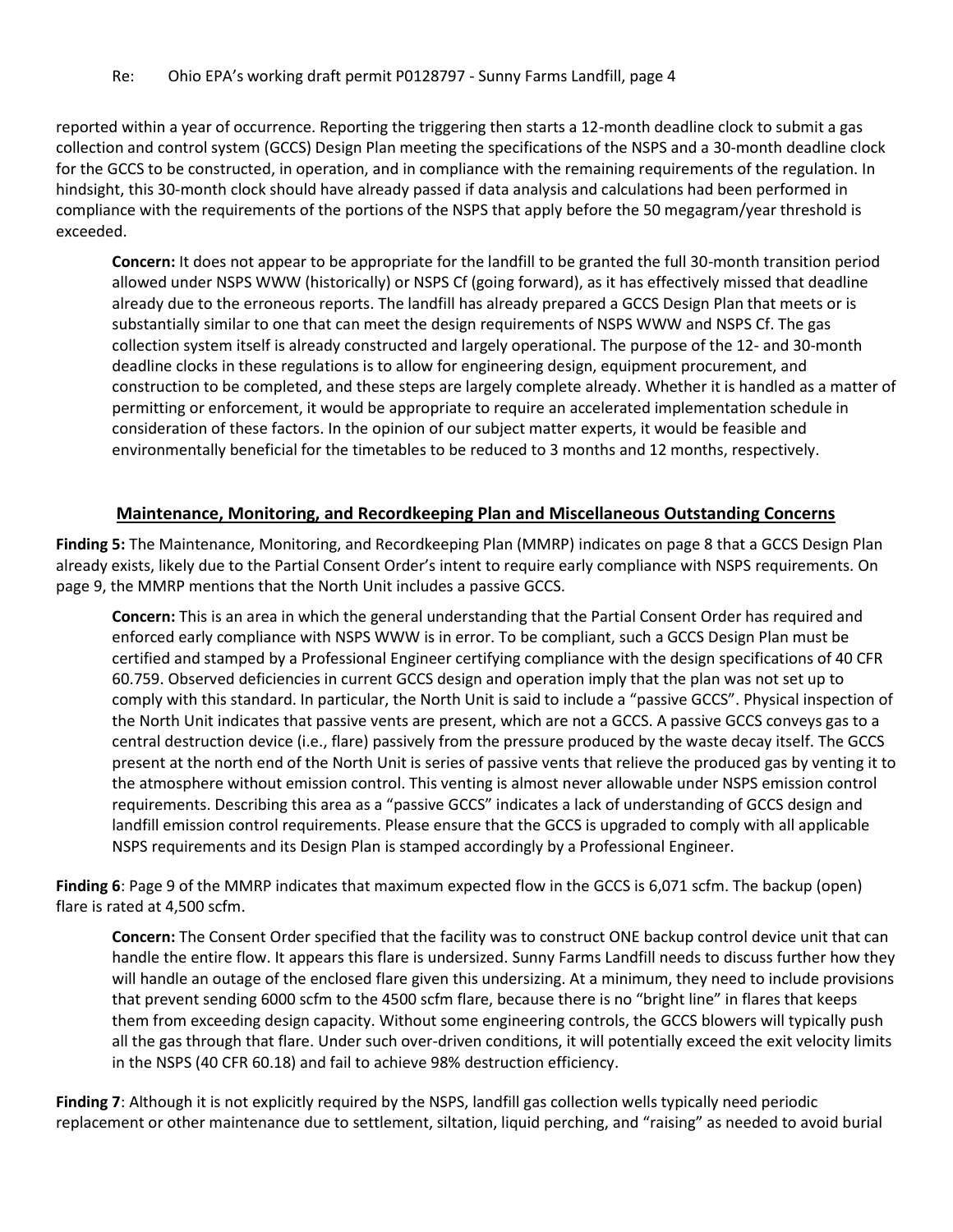reported within a year of occurrence. Reporting the triggering then starts a 12-month deadline clock to submit a gas collection and control system (GCCS) Design Plan meeting the specifications of the NSPS and a 30-month deadline clock for the GCCS to be constructed, in operation, and in compliance with the remaining requirements of the regulation. In hindsight, this 30-month clock should have already passed if data analysis and calculations had been performed in compliance with the requirements of the portions of the NSPS that apply before the 50 megagram/year threshold is exceeded.

> **Concern:** It does not appear to be appropriate for the landfill to be granted the full 30-month transition period allowed under NSPS WWW (historically) or NSPS Cf (going forward), as it has effectively missed that deadline already due to the erroneous reports. The landfill has already prepared a GCCS Design Plan that meets or is substantially similar to one that can meet the design requirements of NSPS WWW and NSPS Cf. The gas collection system itself is already constructed and largely operational. The purpose of the 12- and 30-month deadline clocks in these regulations is to allow for engineering design, equipment procurement, and construction to be completed, and these steps are largely complete already. Whether it is handled as a matter of permitting or enforcement, it would be appropriate to require an accelerated implementation schedule in consideration of these factors. In the opinion of our subject matter experts, it would be feasible and environmentally beneficial for the timetables to be reduced to 3 months and 12 months, respectively.

## Maintenance, Monitoring, and Recordkeeping Plan and Miscellaneous Outstanding Concerns

**Finding 5:** The Maintenance, Monitoring, and Recordkeeping Plan (MMRP) indicates on page 8 that a GCCS Design Plan already exists, likely due to the Partial Consent Order's intent to require early compliance with NSPS requirements. On page 9, the MMRP mentions that the North Unit includes a passive GCCS.

> **Concern:** This is an area in which the general understanding that the Partial Consent Order has required and enforced early compliance with NSPS WWW is in error. To be compliant, such a GCCS Design Plan must be certified and stamped by a Professional Engineer certifying compliance with the design specifications of 40 CFR 60.759. Observed deficiencies in current GCCS design and operation imply that the plan was not set up to comply with this standard. In particular, the North Unit is said to include a "passive GCCS". Physical inspection of the North Unit indicates that passive vents are present, which are not a GCCS. A passive GCCS conveys gas to a central destruction device (i.e., flare) passively from the pressure produced by the waste decay itself. The GCCS present at the north end of the North Unit is series of passive vents that relieve the produced gas by venting it to the atmosphere without emission control. This venting is almost never allowable under NSPS emission control requirements. Describing this area as a "passive GCCS" indicates a lack of understanding of GCCS design and landfill emission control requirements. Please ensure that the GCCS is upgraded to comply with all applicable NSPS requirements and its Design Plan is stamped accordingly by a Professional Engineer.

**Finding 6**: Page 9 of the MMRP indicates that maximum expected flow in the GCCS is 6,071 scfm. The backup (open) flare is rated at 4,500 scfm.

> **Concern:** The Consent Order specified that the facility was to construct ONE backup control device unit that can handle the entire flow. It appears this flare is undersized. Sunny Farms Landfill needs to discuss further how they will handle an outage of the enclosed flare given this undersizing. At a minimum, they need to include provisions that prevent sending 6000 scfm to the 4500 scfm flare, because there is no "bright line" in flares that keeps them from exceeding design capacity. Without some engineering controls, the GCCS blowers will typically push all the gas through that flare. Under such over-driven conditions, it will potentially exceed the exit velocity limits in the NSPS (40 CFR 60.18) and fail to achieve 98% destruction efficiency.

**Finding 7**: Although it is not explicitly required by the NSPS, landfill gas collection wells typically need periodic replacement or other maintenance due to settlement, siltation, liquid perching, and "raising" as needed to avoid burial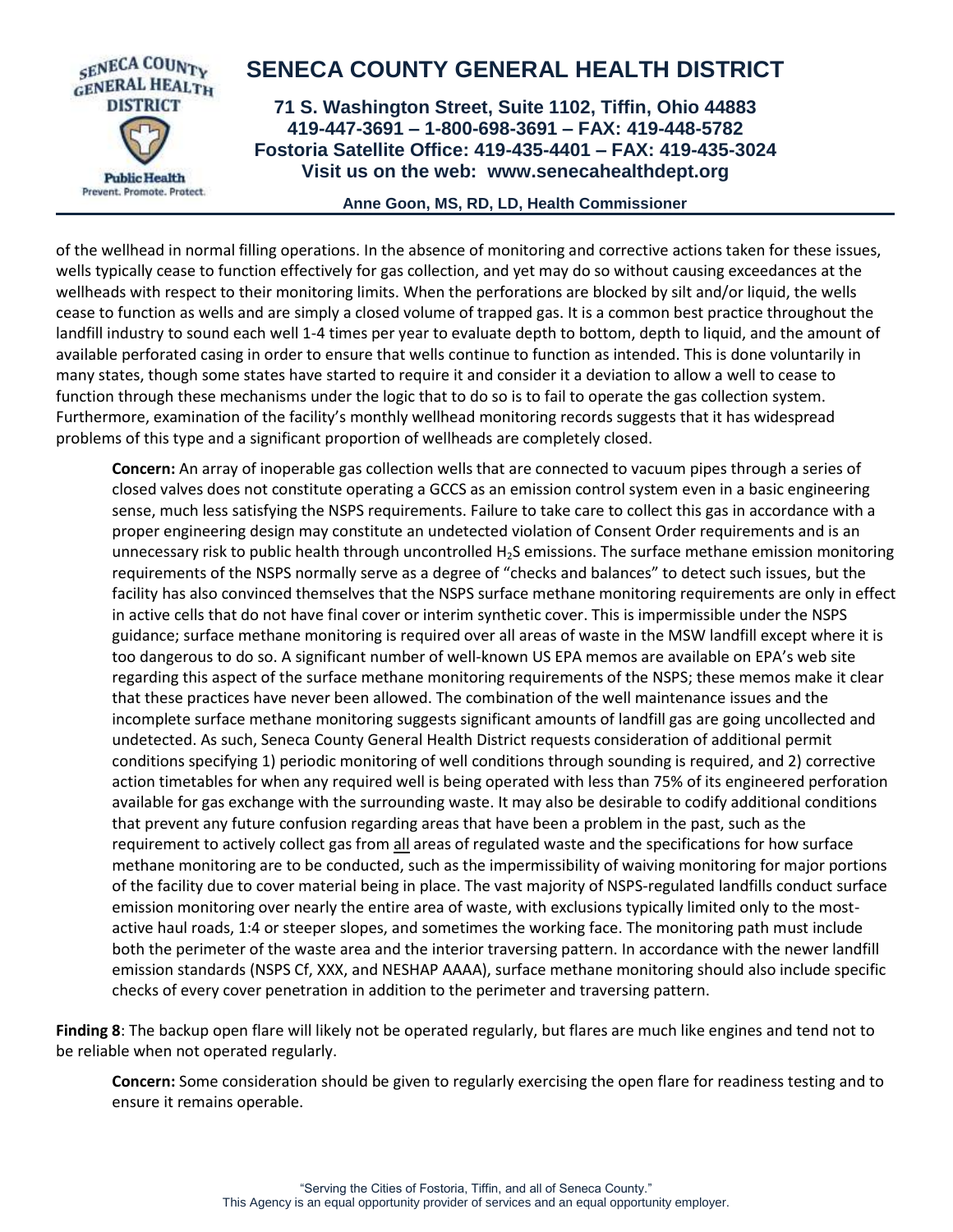of the wellhead in normal filling operations. In the absence of monitoring and corrective actions taken for these issues, wells typically cease to function effectively for gas collection, and yet may do so without causing exceedances at the wellheads with respect to their monitoring limits. When the perforations are blocked by silt and/or liquid, the wells cease to function as wells and are simply a closed volume of trapped gas. It is a common best practice throughout the landfill industry to sound each well 1-4 times per year to evaluate depth to bottom, depth to liquid, and the amount of available perforated casing in order to ensure that wells continue to function as intended. This is done voluntarily in many states, though some states have started to require it and consider it a deviation to allow a well to cease to function through these mechanisms under the logic that to do so is to fail to operate the gas collection system. Furthermore, examination of the facility's monthly wellhead monitoring records suggests that it has widespread problems of this type and a significant proportion of wellheads are completely closed.

**Concern:** An array of inoperable gas collection wells that are connected to vacuum pipes through a series of closed valves does not constitute operating a GCCS as an emission control system even in a basic engineering sense, much less satisfying the NSPS requirements. Failure to take care to collect this gas in accordance with a proper engineering design may constitute an undetected violation of Consent Order requirements and is an unnecessary risk to public health through uncontrolled $H_2S$ emissions. The surface methane emission monitoring requirements of the NSPS normally serve as a degree of "checks and balances" to detect such issues, but the facility has also convinced themselves that the NSPS surface methane monitoring requirements are only in effect in active cells that do not have final cover or interim synthetic cover. This is impermissible under the NSPS guidance; surface methane monitoring is required over all areas of waste in the MSW landfill except where it is too dangerous to do so. A significant number of well-known US EPA memos are available on EPA's web site regarding this aspect of the surface methane monitoring requirements of the NSPS; these memos make it clear that these practices have never been allowed. The combination of the well maintenance issues and the incomplete surface methane monitoring suggests significant amounts of landfill gas are going uncollected and undetected. As such, Seneca County General Health District requests consideration of additional permit conditions specifying 1) periodic monitoring of well conditions through sounding is required, and 2) corrective action timetables for when any required well is being operated with less than 75% of its engineered perforation available for gas exchange with the surrounding waste. It may also be desirable to codify additional conditions that prevent any future confusion regarding areas that have been a problem in the past, such as the requirement to actively collect gas from all areas of regulated waste and the specifications for how surface methane monitoring are to be conducted, such as the impermissibility of waiving monitoring for major portions of the facility due to cover material being in place. The vast majority of NSPS-regulated landfills conduct surface emission monitoring over nearly the entire area of waste, with exclusions typically limited only to the most-active haul roads, 1:4 or steeper slopes, and sometimes the working face. The monitoring path must include both the perimeter of the waste area and the interior traversing pattern. In accordance with the newer landfill emission standards (NSPS Cf, XXX, and NESHAP AAAA), surface methane monitoring should also include specific checks of every cover penetration in addition to the perimeter and traversing pattern.

**Finding 8**: The backup open flare will likely not be operated regularly, but flares are much like engines and tend not to be reliable when not operated regularly.

**Concern:** Some consideration should be given to regularly exercising the open flare for readiness testing and to ensure it remains operable.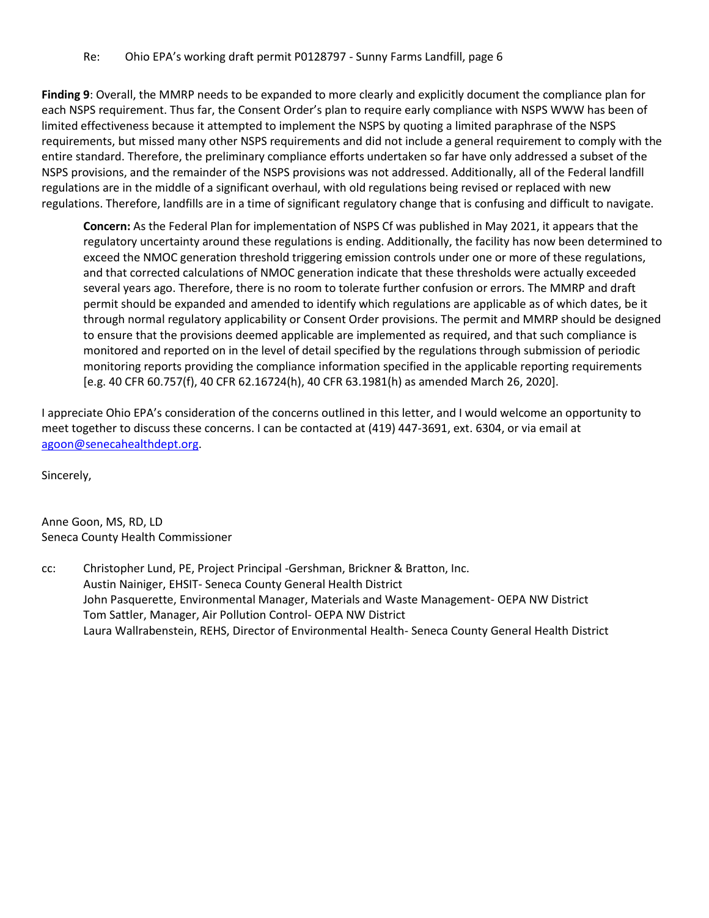Re: Ohio EPA's working draft permit P0128797 - Sunny Farms Landfill, page 6

**Finding 9**: Overall, the MMRP needs to be expanded to more clearly and explicitly document the compliance plan for each NSPS requirement. Thus far, the Consent Order's plan to require early compliance with NSPS WWW has been of limited effectiveness because it attempted to implement the NSPS by quoting a limited paraphrase of the NSPS requirements, but missed many other NSPS requirements and did not include a general requirement to comply with the entire standard. Therefore, the preliminary compliance efforts undertaken so far have only addressed a subset of the NSPS provisions, and the remainder of the NSPS provisions was not addressed. Additionally, all of the Federal landfill regulations are in the middle of a significant overhaul, with old regulations being revised or replaced with new regulations. Therefore, landfills are in a time of significant regulatory change that is confusing and difficult to navigate.

> **Concern:** As the Federal Plan for implementation of NSPS Cf was published in May 2021, it appears that the regulatory uncertainty around these regulations is ending. Additionally, the facility has now been determined to exceed the NMOC generation threshold triggering emission controls under one or more of these regulations, and that corrected calculations of NMOC generation indicate that these thresholds were actually exceeded several years ago. Therefore, there is no room to tolerate further confusion or errors. The MMRP and draft permit should be expanded and amended to identify which regulations are applicable as of which dates, be it through normal regulatory applicability or Consent Order provisions. The permit and MMRP should be designed to ensure that the provisions deemed applicable are implemented as required, and that such compliance is monitored and reported on in the level of detail specified by the regulations through submission of periodic monitoring reports providing the compliance information specified in the applicable reporting requirements [e.g. 40 CFR 60.757(f), 40 CFR 62.16724(h), 40 CFR 63.1981(h) as amended March 26, 2020].

I appreciate Ohio EPA's consideration of the concerns outlined in this letter, and I would welcome an opportunity to meet together to discuss these concerns. I can be contacted at (419) 447-3691, ext. 6304, or via email at agoon@senecahealthdept.org.

Sincerely,

Anne Goon, MS, RD, LD
Seneca County Health Commissioner

cc: Christopher Lund, PE, Project Principal -Gershman, Brickner & Bratton, Inc.
Austin Nainiger, EHSIT- Seneca County General Health District
John Pasquerette, Environmental Manager, Materials and Waste Management- OEPA NW District
Tom Sattler, Manager, Air Pollution Control- OEPA NW District
Laura Wallrabenstein, REHS, Director of Environmental Health- Seneca County General Health District